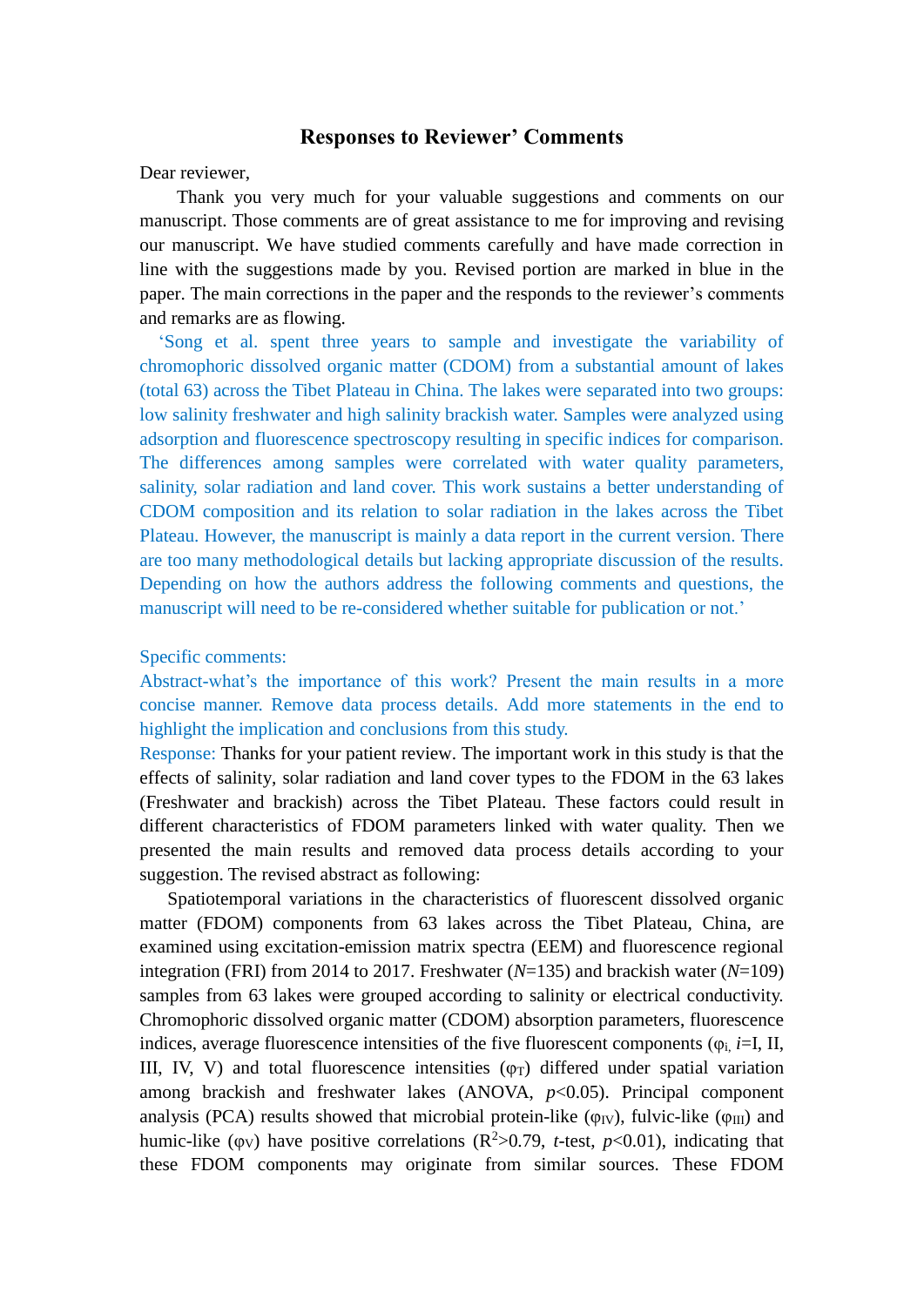# Responses to Reviewer' Comments

Dear reviewer,

Thank you very much for your valuable suggestions and comments on our manuscript. Those comments are of great assistance to me for improving and revising our manuscript. We have studied comments carefully and have made correction in line with the suggestions made by you. Revised portion are marked in blue in the paper. The main corrections in the paper and the responds to the reviewer's comments and remarks are as flowing.

'Song et al. spent three years to sample and investigate the variability of chromophoric dissolved organic matter (CDOM) from a substantial amount of lakes (total 63) across the Tibet Plateau in China. The lakes were separated into two groups: low salinity freshwater and high salinity brackish water. Samples were analyzed using adsorption and fluorescence spectroscopy resulting in specific indices for comparison. The differences among samples were correlated with water quality parameters, salinity, solar radiation and land cover. This work sustains a better understanding of CDOM composition and its relation to solar radiation in the lakes across the Tibet Plateau. However, the manuscript is mainly a data report in the current version. There are too many methodological details but lacking appropriate discussion of the results. Depending on how the authors address the following comments and questions, the manuscript will need to be re-considered whether suitable for publication or not.'

Specific comments:

Abstract-what's the importance of this work? Present the main results in a more concise manner. Remove data process details. Add more statements in the end to highlight the implication and conclusions from this study.

Response: Thanks for your patient review. The important work in this study is that the effects of salinity, solar radiation and land cover types to the FDOM in the 63 lakes (Freshwater and brackish) across the Tibet Plateau. These factors could result in different characteristics of FDOM parameters linked with water quality. Then we presented the main results and removed data process details according to your suggestion. The revised abstract as following:

Spatiotemporal variations in the characteristics of fluorescent dissolved organic matter (FDOM) components from 63 lakes across the Tibet Plateau, China, are examined using excitation-emission matrix spectra (EEM) and fluorescence regional integration (FRI) from 2014 to 2017. Freshwater (*N*=135) and brackish water (*N*=109) samples from 63 lakes were grouped according to salinity or electrical conductivity. Chromophoric dissolved organic matter (CDOM) absorption parameters, fluorescence indices, average fluorescence intensities of the five fluorescent components ($\varphi_i$, *i*=I, II, III, IV, V) and total fluorescence intensities ($\varphi_T$) differed under spatial variation among brackish and freshwater lakes (ANOVA, $p<0.05$). Principal component analysis (PCA) results showed that microbial protein-like ($\varphi_{IV}$), fulvic-like ($\varphi_{III}$) and humic-like ($\varphi_V$) have positive correlations ($R^2>0.79$, *t*-test, $p<0.01$), indicating that these FDOM components may originate from similar sources. These FDOM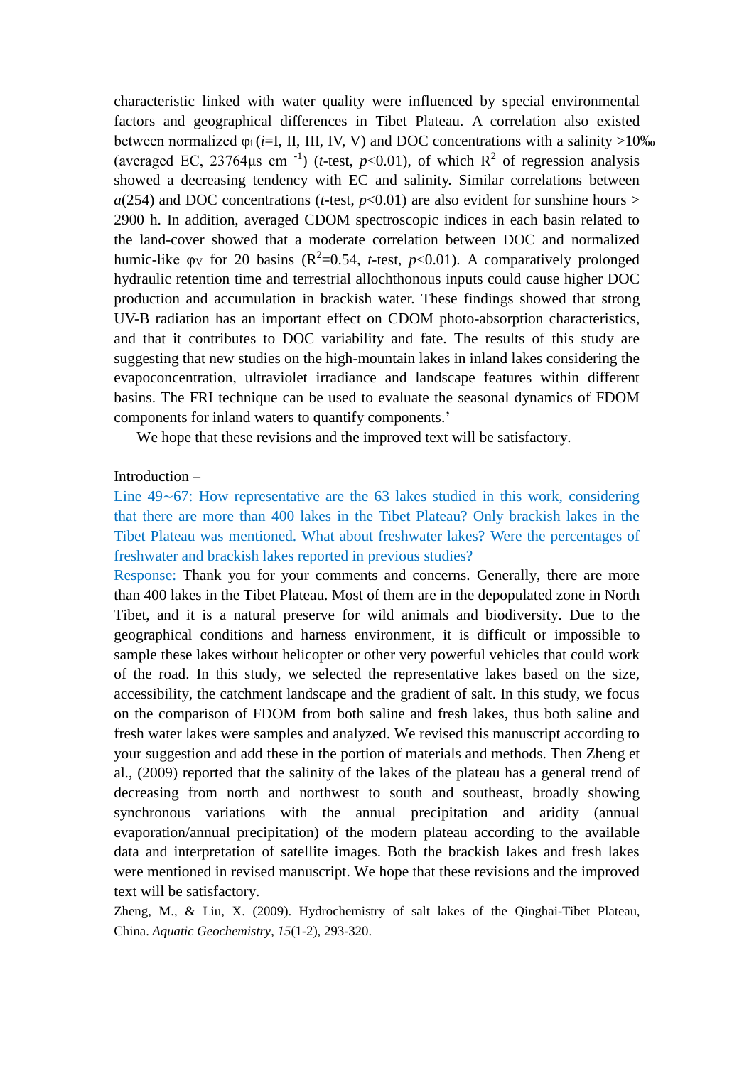characteristic linked with water quality were influenced by special environmental factors and geographical differences in Tibet Plateau. A correlation also existed between normalized $\varphi_i$ ($i$=I, II, III, IV, V) and DOC concentrations with a salinity >10‰ (averaged EC, 23764μs cm $^{-1}$) ($t$-test, $p$<0.01), of which $R^2$ of regression analysis showed a decreasing tendency with EC and salinity. Similar correlations between $a$(254) and DOC concentrations ($t$-test, $p$<0.01) are also evident for sunshine hours > 2900 h. In addition, averaged CDOM spectroscopic indices in each basin related to the land-cover showed that a moderate correlation between DOC and normalized humic-like $\varphi_V$ for 20 basins ($R^2$=0.54, $t$-test, $p$<0.01). A comparatively prolonged hydraulic retention time and terrestrial allochthonous inputs could cause higher DOC production and accumulation in brackish water. These findings showed that strong UV-B radiation has an important effect on CDOM photo-absorption characteristics, and that it contributes to DOC variability and fate. The results of this study are suggesting that new studies on the high-mountain lakes in inland lakes considering the evapoconcentration, ultraviolet irradiance and landscape features within different basins. The FRI technique can be used to evaluate the seasonal dynamics of FDOM components for inland waters to quantify components.'

We hope that these revisions and the improved text will be satisfactory.

Introduction –

Line 49~67: How representative are the 63 lakes studied in this work, considering that there are more than 400 lakes in the Tibet Plateau? Only brackish lakes in the Tibet Plateau was mentioned. What about freshwater lakes? Were the percentages of freshwater and brackish lakes reported in previous studies?

Response: Thank you for your comments and concerns. Generally, there are more than 400 lakes in the Tibet Plateau. Most of them are in the depopulated zone in North Tibet, and it is a natural preserve for wild animals and biodiversity. Due to the geographical conditions and harness environment, it is difficult or impossible to sample these lakes without helicopter or other very powerful vehicles that could work of the road. In this study, we selected the representative lakes based on the size, accessibility, the catchment landscape and the gradient of salt. In this study, we focus on the comparison of FDOM from both saline and fresh lakes, thus both saline and fresh water lakes were samples and analyzed. We revised this manuscript according to your suggestion and add these in the portion of materials and methods. Then Zheng et al., (2009) reported that the salinity of the lakes of the plateau has a general trend of decreasing from north and northwest to south and southeast, broadly showing synchronous variations with the annual precipitation and aridity (annual evaporation/annual precipitation) of the modern plateau according to the available data and interpretation of satellite images. Both the brackish lakes and fresh lakes were mentioned in revised manuscript. We hope that these revisions and the improved text will be satisfactory.

Zheng, M., & Liu, X. (2009). Hydrochemistry of salt lakes of the Qinghai-Tibet Plateau, China. *Aquatic Geochemistry*, *15*(1-2), 293-320.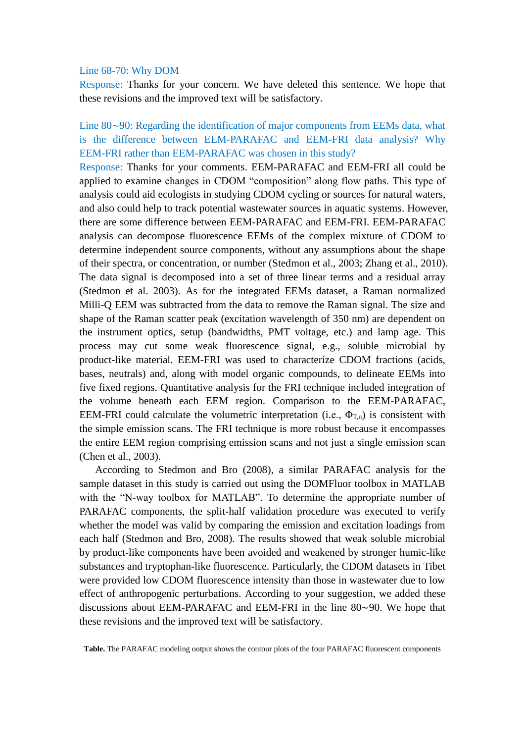Line 68-70: Why DOM

Response: Thanks for your concern. We have deleted this sentence. We hope that these revisions and the improved text will be satisfactory.

Line 80~90: Regarding the identification of major components from EEMs data, what is the difference between EEM-PARAFAC and EEM-FRI data analysis? Why EEM-FRI rather than EEM-PARAFAC was chosen in this study?

Response: Thanks for your comments. EEM-PARAFAC and EEM-FRI all could be applied to examine changes in CDOM "composition" along flow paths. This type of analysis could aid ecologists in studying CDOM cycling or sources for natural waters, and also could help to track potential wastewater sources in aquatic systems. However, there are some difference between EEM-PARAFAC and EEM-FRI. EEM-PARAFAC analysis can decompose fluorescence EEMs of the complex mixture of CDOM to determine independent source components, without any assumptions about the shape of their spectra, or concentration, or number (Stedmon et al., 2003; Zhang et al., 2010). The data signal is decomposed into a set of three linear terms and a residual array (Stedmon et al. 2003). As for the integrated EEMs dataset, a Raman normalized Milli-Q EEM was subtracted from the data to remove the Raman signal. The size and shape of the Raman scatter peak (excitation wavelength of 350 nm) are dependent on the instrument optics, setup (bandwidths, PMT voltage, etc.) and lamp age. This process may cut some weak fluorescence signal, e.g., soluble microbial by product-like material. EEM-FRI was used to characterize CDOM fractions (acids, bases, neutrals) and, along with model organic compounds, to delineate EEMs into five fixed regions. Quantitative analysis for the FRI technique included integration of the volume beneath each EEM region. Comparison to the EEM-PARAFAC, EEM-FRI could calculate the volumetric interpretation (i.e., $\Phi_{T,n}$) is consistent with the simple emission scans. The FRI technique is more robust because it encompasses the entire EEM region comprising emission scans and not just a single emission scan (Chen et al., 2003).

According to Stedmon and Bro (2008), a similar PARAFAC analysis for the sample dataset in this study is carried out using the DOMFluor toolbox in MATLAB with the "N-way toolbox for MATLAB". To determine the appropriate number of PARAFAC components, the split-half validation procedure was executed to verify whether the model was valid by comparing the emission and excitation loadings from each half (Stedmon and Bro, 2008). The results showed that weak soluble microbial by product-like components have been avoided and weakened by stronger humic-like substances and tryptophan-like fluorescence. Particularly, the CDOM datasets in Tibet were provided low CDOM fluorescence intensity than those in wastewater due to low effect of anthropogenic perturbations. According to your suggestion, we added these discussions about EEM-PARAFAC and EEM-FRI in the line 80~90. We hope that these revisions and the improved text will be satisfactory.

**Table.** The PARAFAC modeling output shows the contour plots of the four PARAFAC fluorescent components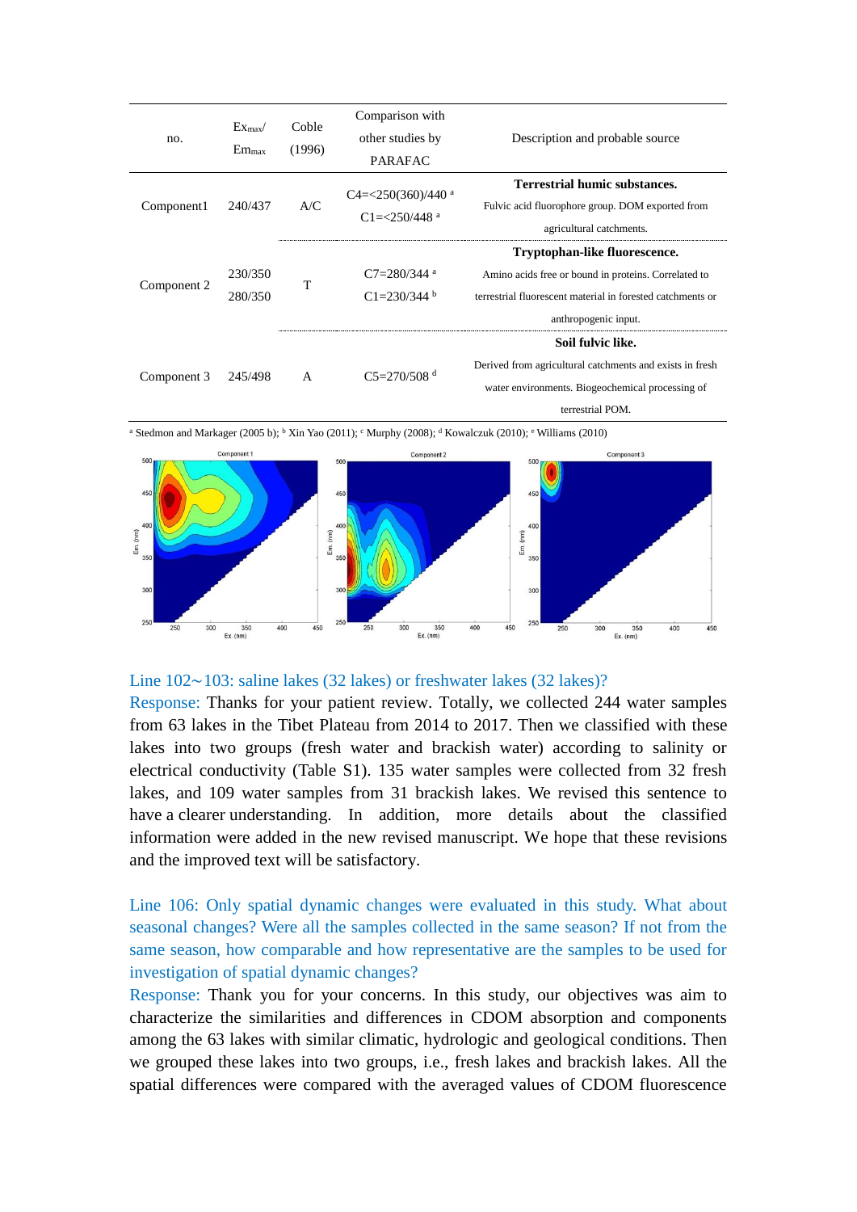| no. | $Ex_{max}$/ $Em_{max}$ | Coble (1996) | Comparison with other studies by PARAFAC | Description and probable source |
|---|---|---|---|---|
| Component1 | 240/437 | A/C | C4=<250(360)/440 [a] C1=<250/448 [a] | **Terrestrial humic substances.** Fulvic acid fluorophore group. DOM exported from agricultural catchments. |
| Component 2 | 230/350 280/350 | T | C7=280/344 [a] C1=230/344 [b] | **Tryptophan-like fluorescence.** Amino acids free or bound in proteins. Correlated to terrestrial fluorescent material in forested catchments or anthropogenic input. |
| Component 3 | 245/498 | A | C5=270/508 [d] | **Soil fulvic like.** Derived from agricultural catchments and exists in fresh water environments. Biogeochemical processing of terrestrial POM. |

[a] Stedmon and Markager (2005 b); [b] Xin Yao (2011); [c] Murphy (2008); [d] Kowalczuk (2010); [e] Williams (2010)

Line 102～103: saline lakes (32 lakes) or freshwater lakes (32 lakes)?

Response: Thanks for your patient review. Totally, we collected 244 water samples from 63 lakes in the Tibet Plateau from 2014 to 2017. Then we classified with these lakes into two groups (fresh water and brackish water) according to salinity or electrical conductivity (Table S1). 135 water samples were collected from 32 fresh lakes, and 109 water samples from 31 brackish lakes. We revised this sentence to have a clearer understanding. In addition, more details about the classified information were added in the new revised manuscript. We hope that these revisions and the improved text will be satisfactory.

Line 106: Only spatial dynamic changes were evaluated in this study. What about seasonal changes? Were all the samples collected in the same season? If not from the same season, how comparable and how representative are the samples to be used for investigation of spatial dynamic changes?

Response: Thank you for your concerns. In this study, our objectives was aim to characterize the similarities and differences in CDOM absorption and components among the 63 lakes with similar climatic, hydrologic and geological conditions. Then we grouped these lakes into two groups, i.e., fresh lakes and brackish lakes. All the spatial differences were compared with the averaged values of CDOM fluorescence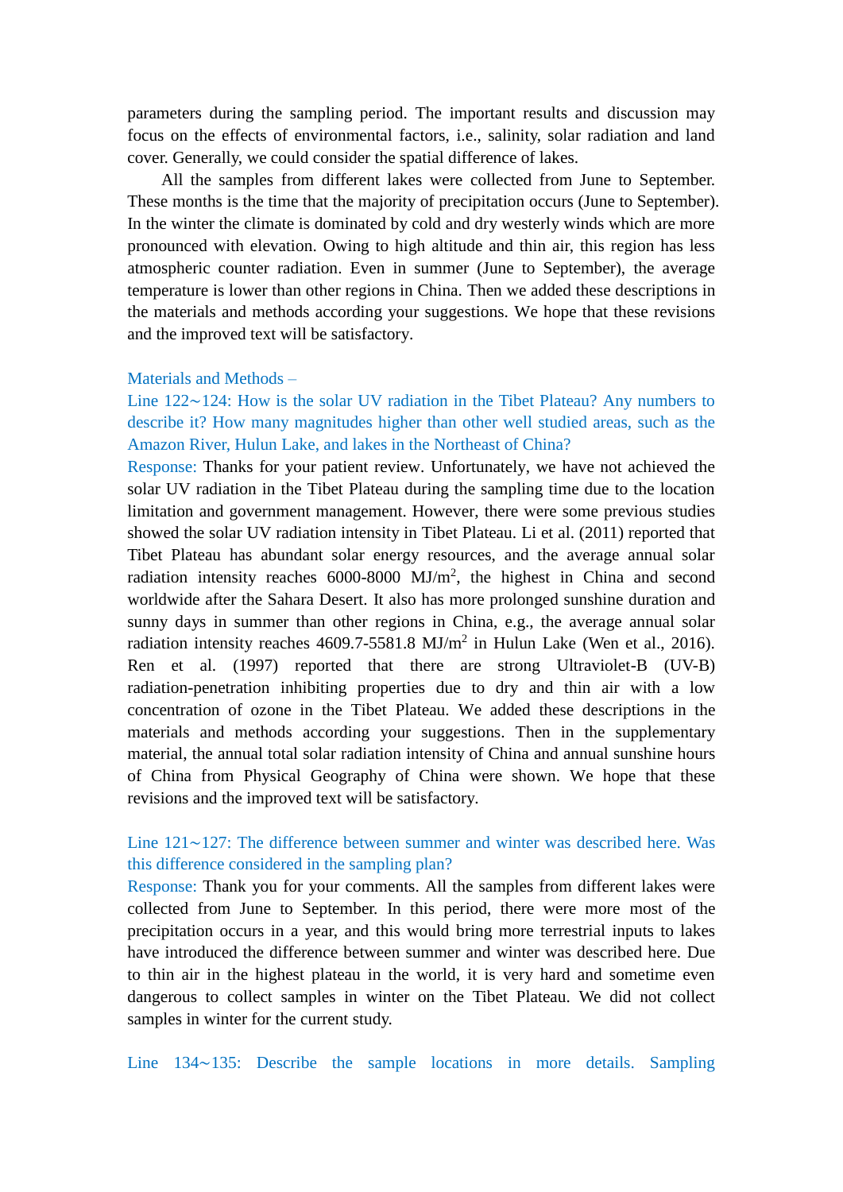parameters during the sampling period. The important results and discussion may focus on the effects of environmental factors, i.e., salinity, solar radiation and land cover. Generally, we could consider the spatial difference of lakes.

All the samples from different lakes were collected from June to September. These months is the time that the majority of precipitation occurs (June to September). In the winter the climate is dominated by cold and dry westerly winds which are more pronounced with elevation. Owing to high altitude and thin air, this region has less atmospheric counter radiation. Even in summer (June to September), the average temperature is lower than other regions in China. Then we added these descriptions in the materials and methods according your suggestions. We hope that these revisions and the improved text will be satisfactory.

Materials and Methods –

Line 122~124: How is the solar UV radiation in the Tibet Plateau? Any numbers to describe it? How many magnitudes higher than other well studied areas, such as the Amazon River, Hulun Lake, and lakes in the Northeast of China?

Response: Thanks for your patient review. Unfortunately, we have not achieved the solar UV radiation in the Tibet Plateau during the sampling time due to the location limitation and government management. However, there were some previous studies showed the solar UV radiation intensity in Tibet Plateau. Li et al. (2011) reported that Tibet Plateau has abundant solar energy resources, and the average annual solar radiation intensity reaches 6000-8000 MJ/m$^2$, the highest in China and second worldwide after the Sahara Desert. It also has more prolonged sunshine duration and sunny days in summer than other regions in China, e.g., the average annual solar radiation intensity reaches 4609.7-5581.8 MJ/m$^2$ in Hulun Lake (Wen et al., 2016). Ren et al. (1997) reported that there are strong Ultraviolet-B (UV-B) radiation-penetration inhibiting properties due to dry and thin air with a low concentration of ozone in the Tibet Plateau. We added these descriptions in the materials and methods according your suggestions. Then in the supplementary material, the annual total solar radiation intensity of China and annual sunshine hours of China from Physical Geography of China were shown. We hope that these revisions and the improved text will be satisfactory.

Line 121~127: The difference between summer and winter was described here. Was this difference considered in the sampling plan?

Response: Thank you for your comments. All the samples from different lakes were collected from June to September. In this period, there were more most of the precipitation occurs in a year, and this would bring more terrestrial inputs to lakes have introduced the difference between summer and winter was described here. Due to thin air in the highest plateau in the world, it is very hard and sometime even dangerous to collect samples in winter on the Tibet Plateau. We did not collect samples in winter for the current study.

Line 134~135: Describe the sample locations in more details. Sampling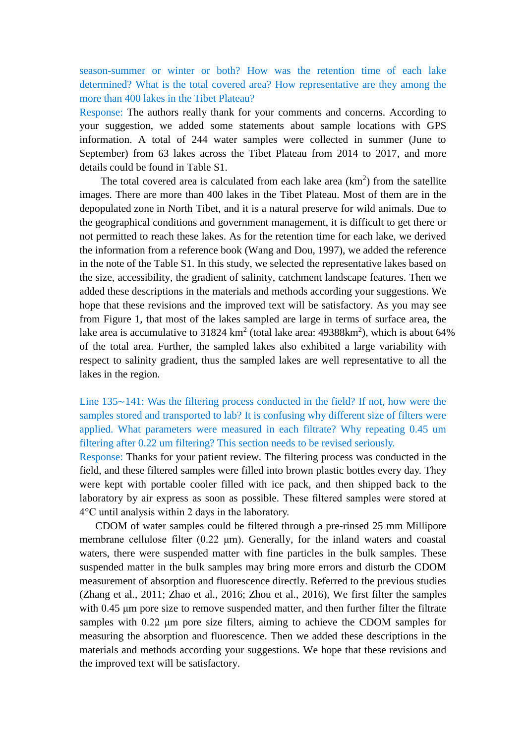season-summer or winter or both? How was the retention time of each lake determined? What is the total covered area? How representative are they among the more than 400 lakes in the Tibet Plateau?

Response: The authors really thank for your comments and concerns. According to your suggestion, we added some statements about sample locations with GPS information. A total of 244 water samples were collected in summer (June to September) from 63 lakes across the Tibet Plateau from 2014 to 2017, and more details could be found in Table S1.

The total covered area is calculated from each lake area ($km^2$) from the satellite images. There are more than 400 lakes in the Tibet Plateau. Most of them are in the depopulated zone in North Tibet, and it is a natural preserve for wild animals. Due to the geographical conditions and government management, it is difficult to get there or not permitted to reach these lakes. As for the retention time for each lake, we derived the information from a reference book (Wang and Dou, 1997), we added the reference in the note of the Table S1. In this study, we selected the representative lakes based on the size, accessibility, the gradient of salinity, catchment landscape features. Then we added these descriptions in the materials and methods according your suggestions. We hope that these revisions and the improved text will be satisfactory. As you may see from Figure 1, that most of the lakes sampled are large in terms of surface area, the lake area is accumulative to 31824 $km^2$ (total lake area: 49388$km^2$), which is about 64% of the total area. Further, the sampled lakes also exhibited a large variability with respect to salinity gradient, thus the sampled lakes are well representative to all the lakes in the region.

Line 135~141: Was the filtering process conducted in the field? If not, how were the samples stored and transported to lab? It is confusing why different size of filters were applied. What parameters were measured in each filtrate? Why repeating 0.45 um filtering after 0.22 um filtering? This section needs to be revised seriously.

Response: Thanks for your patient review. The filtering process was conducted in the field, and these filtered samples were filled into brown plastic bottles every day. They were kept with portable cooler filled with ice pack, and then shipped back to the laboratory by air express as soon as possible. These filtered samples were stored at 4°C until analysis within 2 days in the laboratory.

CDOM of water samples could be filtered through a pre-rinsed 25 mm Millipore membrane cellulose filter (0.22 μm). Generally, for the inland waters and coastal waters, there were suspended matter with fine particles in the bulk samples. These suspended matter in the bulk samples may bring more errors and disturb the CDOM measurement of absorption and fluorescence directly. Referred to the previous studies (Zhang et al., 2011; Zhao et al., 2016; Zhou et al., 2016), We first filter the samples with 0.45 μm pore size to remove suspended matter, and then further filter the filtrate samples with 0.22 μm pore size filters, aiming to achieve the CDOM samples for measuring the absorption and fluorescence. Then we added these descriptions in the materials and methods according your suggestions. We hope that these revisions and the improved text will be satisfactory.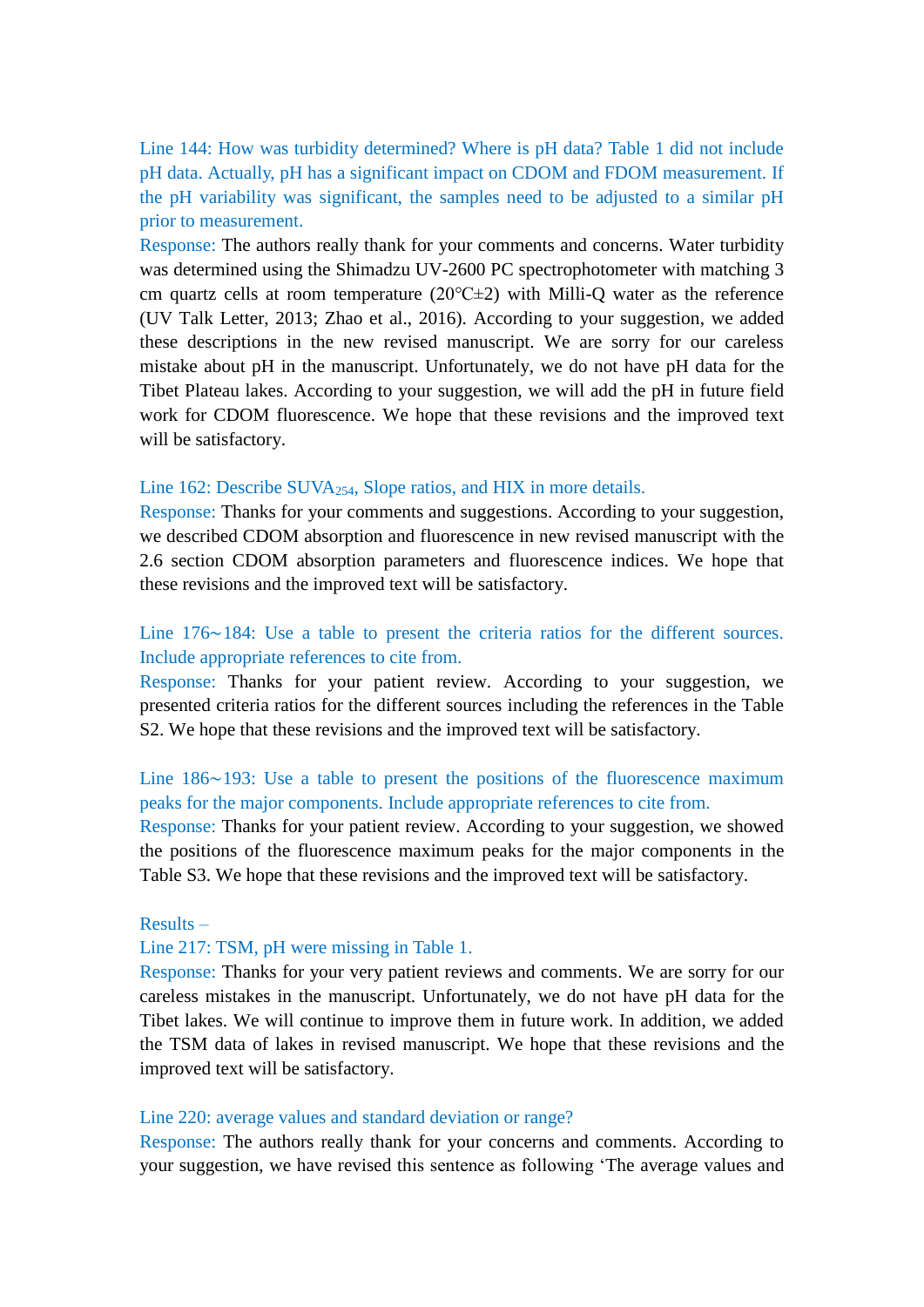Line 144: How was turbidity determined? Where is pH data? Table 1 did not include pH data. Actually, pH has a significant impact on CDOM and FDOM measurement. If the pH variability was significant, the samples need to be adjusted to a similar pH prior to measurement.

Response: The authors really thank for your comments and concerns. Water turbidity was determined using the Shimadzu UV-2600 PC spectrophotometer with matching 3 cm quartz cells at room temperature (20℃±2) with Milli-Q water as the reference (UV Talk Letter, 2013; Zhao et al., 2016). According to your suggestion, we added these descriptions in the new revised manuscript. We are sorry for our careless mistake about pH in the manuscript. Unfortunately, we do not have pH data for the Tibet Plateau lakes. According to your suggestion, we will add the pH in future field work for CDOM fluorescence. We hope that these revisions and the improved text will be satisfactory.

Line 162: Describe $SUVA_{254}$, Slope ratios, and HIX in more details.

Response: Thanks for your comments and suggestions. According to your suggestion, we described CDOM absorption and fluorescence in new revised manuscript with the 2.6 section CDOM absorption parameters and fluorescence indices. We hope that these revisions and the improved text will be satisfactory.

Line 176~184: Use a table to present the criteria ratios for the different sources. Include appropriate references to cite from.

Response: Thanks for your patient review. According to your suggestion, we presented criteria ratios for the different sources including the references in the Table S2. We hope that these revisions and the improved text will be satisfactory.

Line 186~193: Use a table to present the positions of the fluorescence maximum peaks for the major components. Include appropriate references to cite from.

Response: Thanks for your patient review. According to your suggestion, we showed the positions of the fluorescence maximum peaks for the major components in the Table S3. We hope that these revisions and the improved text will be satisfactory.

Results –

Line 217: TSM, pH were missing in Table 1.

Response: Thanks for your very patient reviews and comments. We are sorry for our careless mistakes in the manuscript. Unfortunately, we do not have pH data for the Tibet lakes. We will continue to improve them in future work. In addition, we added the TSM data of lakes in revised manuscript. We hope that these revisions and the improved text will be satisfactory.

Line 220: average values and standard deviation or range?

Response: The authors really thank for your concerns and comments. According to your suggestion, we have revised this sentence as following 'The average values and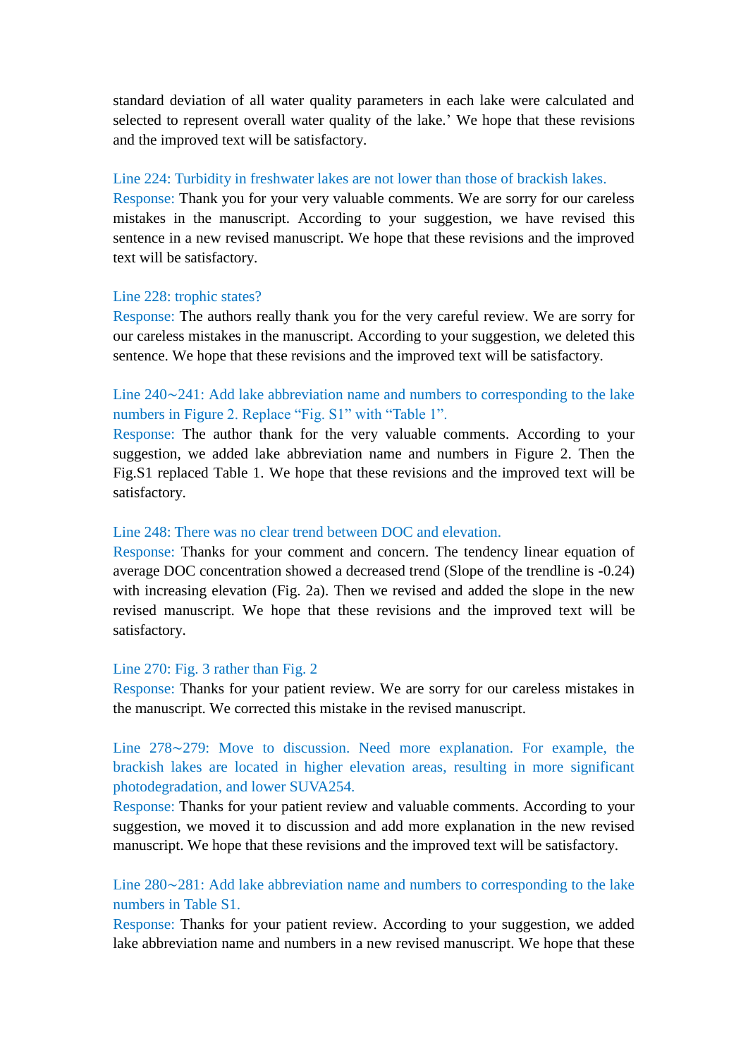standard deviation of all water quality parameters in each lake were calculated and selected to represent overall water quality of the lake.' We hope that these revisions and the improved text will be satisfactory.

Line 224: Turbidity in freshwater lakes are not lower than those of brackish lakes.
Response: Thank you for your very valuable comments. We are sorry for our careless mistakes in the manuscript. According to your suggestion, we have revised this sentence in a new revised manuscript. We hope that these revisions and the improved text will be satisfactory.

Line 228: trophic states?
Response: The authors really thank you for the very careful review. We are sorry for our careless mistakes in the manuscript. According to your suggestion, we deleted this sentence. We hope that these revisions and the improved text will be satisfactory.

Line 240~241: Add lake abbreviation name and numbers to corresponding to the lake numbers in Figure 2. Replace "Fig. S1" with "Table 1".
Response: The author thank for the very valuable comments. According to your suggestion, we added lake abbreviation name and numbers in Figure 2. Then the Fig.S1 replaced Table 1. We hope that these revisions and the improved text will be satisfactory.

Line 248: There was no clear trend between DOC and elevation.
Response: Thanks for your comment and concern. The tendency linear equation of average DOC concentration showed a decreased trend (Slope of the trendline is -0.24) with increasing elevation (Fig. 2a). Then we revised and added the slope in the new revised manuscript. We hope that these revisions and the improved text will be satisfactory.

Line 270: Fig. 3 rather than Fig. 2
Response: Thanks for your patient review. We are sorry for our careless mistakes in the manuscript. We corrected this mistake in the revised manuscript.

Line 278~279: Move to discussion. Need more explanation. For example, the brackish lakes are located in higher elevation areas, resulting in more significant photodegradation, and lower SUVA254.
Response: Thanks for your patient review and valuable comments. According to your suggestion, we moved it to discussion and add more explanation in the new revised manuscript. We hope that these revisions and the improved text will be satisfactory.

Line 280~281: Add lake abbreviation name and numbers to corresponding to the lake numbers in Table S1.
Response: Thanks for your patient review. According to your suggestion, we added lake abbreviation name and numbers in a new revised manuscript. We hope that these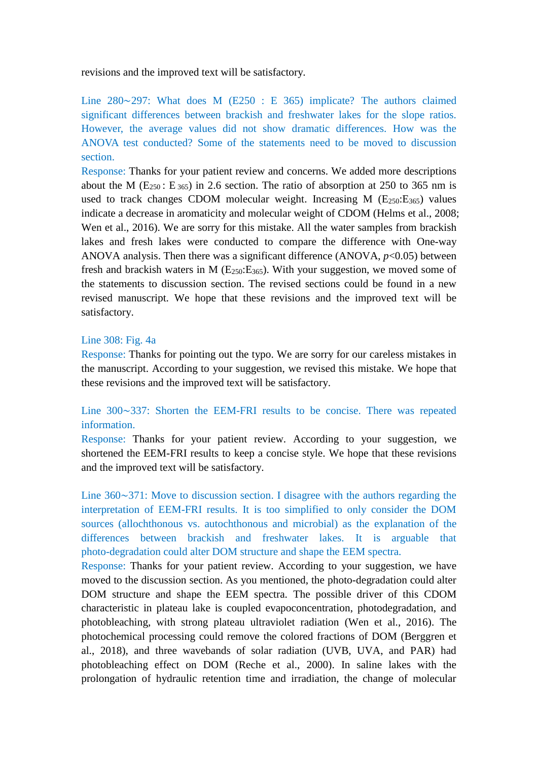revisions and the improved text will be satisfactory.

Line 280~297: What does M (E250 : E 365) implicate? The authors claimed significant differences between brackish and freshwater lakes for the slope ratios. However, the average values did not show dramatic differences. How was the ANOVA test conducted? Some of the statements need to be moved to discussion section.

Response: Thanks for your patient review and concerns. We added more descriptions about the M ($E_{250}$ : $E_{365}$) in 2.6 section. The ratio of absorption at 250 to 365 nm is used to track changes CDOM molecular weight. Increasing M ($E_{250}$:$E_{365}$) values indicate a decrease in aromaticity and molecular weight of CDOM (Helms et al., 2008; Wen et al., 2016). We are sorry for this mistake. All the water samples from brackish lakes and fresh lakes were conducted to compare the difference with One-way ANOVA analysis. Then there was a significant difference (ANOVA, $p<0.05$) between fresh and brackish waters in M ($E_{250}$:$E_{365}$). With your suggestion, we moved some of the statements to discussion section. The revised sections could be found in a new revised manuscript. We hope that these revisions and the improved text will be satisfactory.

Line 308: Fig. 4a

Response: Thanks for pointing out the typo. We are sorry for our careless mistakes in the manuscript. According to your suggestion, we revised this mistake. We hope that these revisions and the improved text will be satisfactory.

Line 300~337: Shorten the EEM-FRI results to be concise. There was repeated information.

Response: Thanks for your patient review. According to your suggestion, we shortened the EEM-FRI results to keep a concise style. We hope that these revisions and the improved text will be satisfactory.

Line 360~371: Move to discussion section. I disagree with the authors regarding the interpretation of EEM-FRI results. It is too simplified to only consider the DOM sources (allochthonous vs. autochthonous and microbial) as the explanation of the differences between brackish and freshwater lakes. It is arguable that photo-degradation could alter DOM structure and shape the EEM spectra.

Response: Thanks for your patient review. According to your suggestion, we have moved to the discussion section. As you mentioned, the photo-degradation could alter DOM structure and shape the EEM spectra. The possible driver of this CDOM characteristic in plateau lake is coupled evapoconcentration, photodegradation, and photobleaching, with strong plateau ultraviolet radiation (Wen et al., 2016). The photochemical processing could remove the colored fractions of DOM (Berggren et al., 2018), and three wavebands of solar radiation (UVB, UVA, and PAR) had photobleaching effect on DOM (Reche et al., 2000). In saline lakes with the prolongation of hydraulic retention time and irradiation, the change of molecular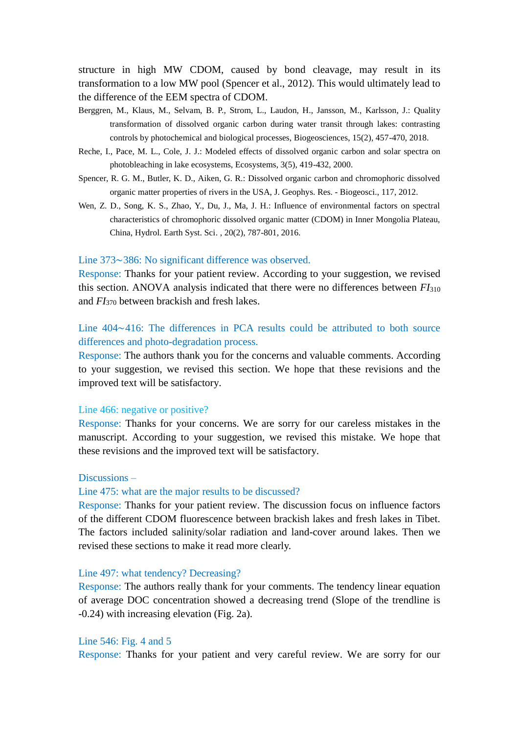structure in high MW CDOM, caused by bond cleavage, may result in its transformation to a low MW pool (Spencer et al., 2012). This would ultimately lead to the difference of the EEM spectra of CDOM.

Berggren, M., Klaus, M., Selvam, B. P., Strom, L., Laudon, H., Jansson, M., Karlsson, J.: Quality transformation of dissolved organic carbon during water transit through lakes: contrasting controls by photochemical and biological processes, Biogeosciences, 15(2), 457-470, 2018.

Reche, I., Pace, M. L., Cole, J. J.: Modeled effects of dissolved organic carbon and solar spectra on photobleaching in lake ecosystems, Ecosystems, 3(5), 419-432, 2000.

Spencer, R. G. M., Butler, K. D., Aiken, G. R.: Dissolved organic carbon and chromophoric dissolved organic matter properties of rivers in the USA, J. Geophys. Res. - Biogeosci., 117, 2012.

Wen, Z. D., Song, K. S., Zhao, Y., Du, J., Ma, J. H.: Influence of environmental factors on spectral characteristics of chromophoric dissolved organic matter (CDOM) in Inner Mongolia Plateau, China, Hydrol. Earth Syst. Sci. , 20(2), 787-801, 2016.

Line 373~386: No significant difference was observed.

Response: Thanks for your patient review. According to your suggestion, we revised this section. ANOVA analysis indicated that there were no differences between $FI_{310}$ and $FI_{370}$ between brackish and fresh lakes.

Line 404~416: The differences in PCA results could be attributed to both source differences and photo-degradation process.

Response: The authors thank you for the concerns and valuable comments. According to your suggestion, we revised this section. We hope that these revisions and the improved text will be satisfactory.

Line 466: negative or positive?

Response: Thanks for your concerns. We are sorry for our careless mistakes in the manuscript. According to your suggestion, we revised this mistake. We hope that these revisions and the improved text will be satisfactory.

Discussions –

Line 475: what are the major results to be discussed?

Response: Thanks for your patient review. The discussion focus on influence factors of the different CDOM fluorescence between brackish lakes and fresh lakes in Tibet. The factors included salinity/solar radiation and land-cover around lakes. Then we revised these sections to make it read more clearly.

Line 497: what tendency? Decreasing?

Response: The authors really thank for your comments. The tendency linear equation of average DOC concentration showed a decreasing trend (Slope of the trendline is -0.24) with increasing elevation (Fig. 2a).

Line 546: Fig. 4 and 5

Response: Thanks for your patient and very careful review. We are sorry for our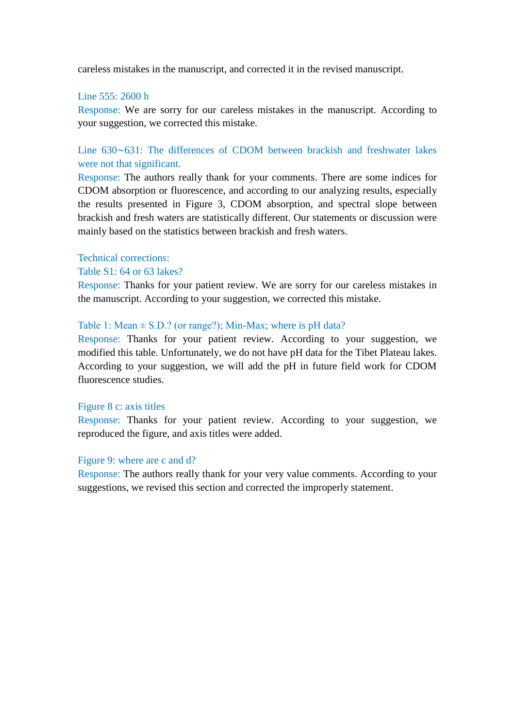careless mistakes in the manuscript, and corrected it in the revised manuscript.

Line 555: 2600 h

Response: We are sorry for our careless mistakes in the manuscript. According to your suggestion, we corrected this mistake.

Line 630~631: The differences of CDOM between brackish and freshwater lakes were not that significant.

Response: The authors really thank for your comments. There are some indices for CDOM absorption or fluorescence, and according to our analyzing results, especially the results presented in Figure 3, CDOM absorption, and spectral slope between brackish and fresh waters are statistically different. Our statements or discussion were mainly based on the statistics between brackish and fresh waters.

Technical corrections:

Table S1: 64 or 63 lakes?

Response: Thanks for your patient review. We are sorry for our careless mistakes in the manuscript. According to your suggestion, we corrected this mistake.

Table 1: Mean ± S.D.? (or range?); Min-Max; where is pH data?

Response: Thanks for your patient review. According to your suggestion, we modified this table. Unfortunately, we do not have pH data for the Tibet Plateau lakes. According to your suggestion, we will add the pH in future field work for CDOM fluorescence studies.

Figure 8 c: axis titles

Response: Thanks for your patient review. According to your suggestion, we reproduced the figure, and axis titles were added.

Figure 9: where are c and d?

Response: The authors really thank for your very value comments. According to your suggestions, we revised this section and corrected the improperly statement.